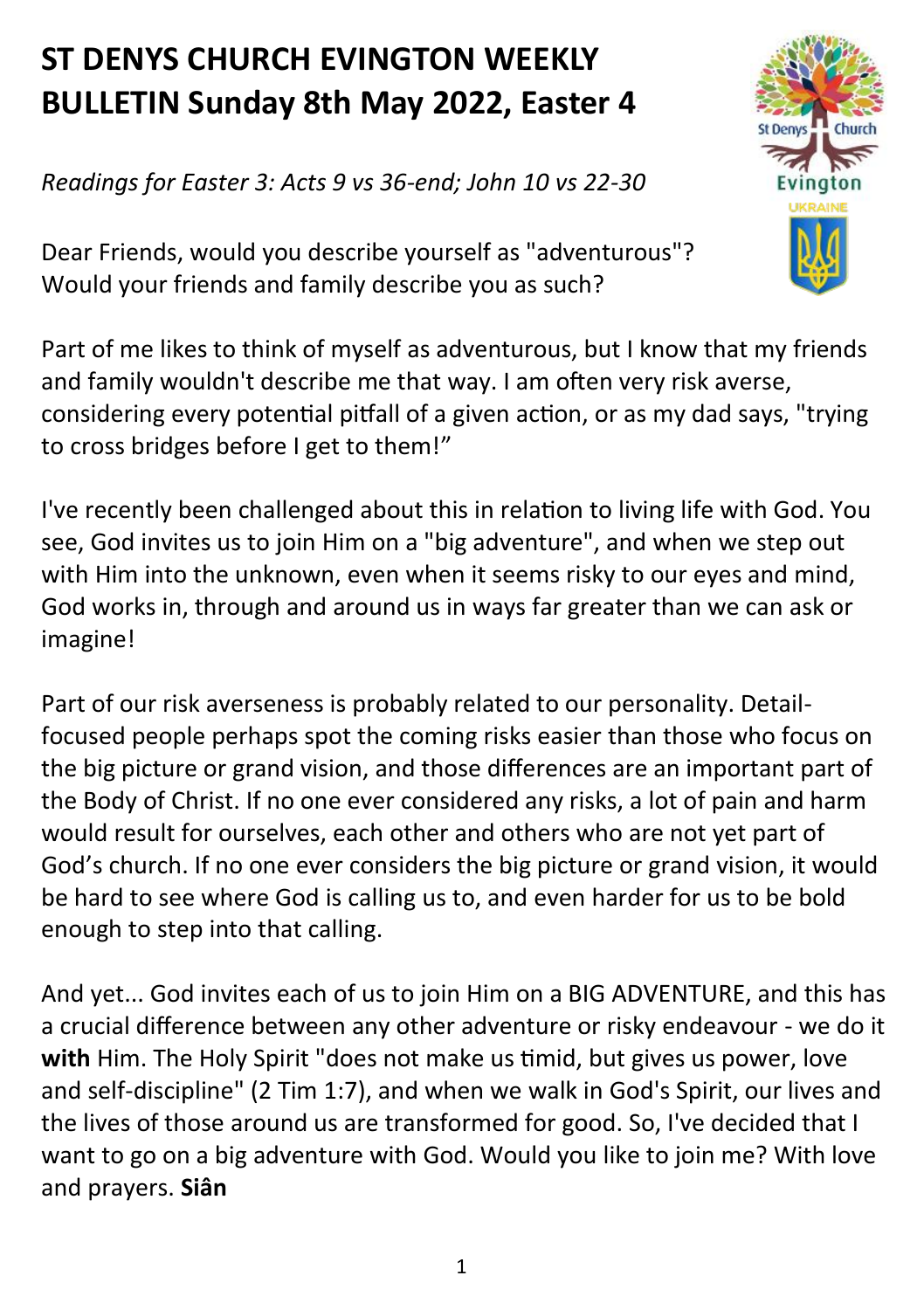# ST DENYS CHURCH EVINGTON WEEKLY BULLETIN Sunday 8th May 2022, Easter 4

*Readings for Easter 3: Acts 9 vs 36-end; John 10 vs 22-30*

Dear Friends, would you describe yourself as "adventurous"? Would your friends and family describe you as such?

Part of me likes to think of myself as adventurous, but I know that my friends and family wouldn't describe me that way. I am often very risk averse, considering every potential pitfall of a given action, or as my dad says, "trying to cross bridges before I get to them!"

I've recently been challenged about this in relation to living life with God. You see, God invites us to join Him on a "big adventure", and when we step out with Him into the unknown, even when it seems risky to our eyes and mind, God works in, through and around us in ways far greater than we can ask or imagine!

Part of our risk averseness is probably related to our personality. Detail-focused people perhaps spot the coming risks easier than those who focus on the big picture or grand vision, and those differences are an important part of the Body of Christ. If no one ever considered any risks, a lot of pain and harm would result for ourselves, each other and others who are not yet part of God's church. If no one ever considers the big picture or grand vision, it would be hard to see where God is calling us to, and even harder for us to be bold enough to step into that calling.

And yet... God invites each of us to join Him on a BIG ADVENTURE, and this has a crucial difference between any other adventure or risky endeavour - we do it **with** Him. The Holy Spirit "does not make us timid, but gives us power, love and self-discipline" (2 Tim 1:7), and when we walk in God's Spirit, our lives and the lives of those around us are transformed for good. So, I've decided that I want to go on a big adventure with God. Would you like to join me? With love and prayers. **Siân**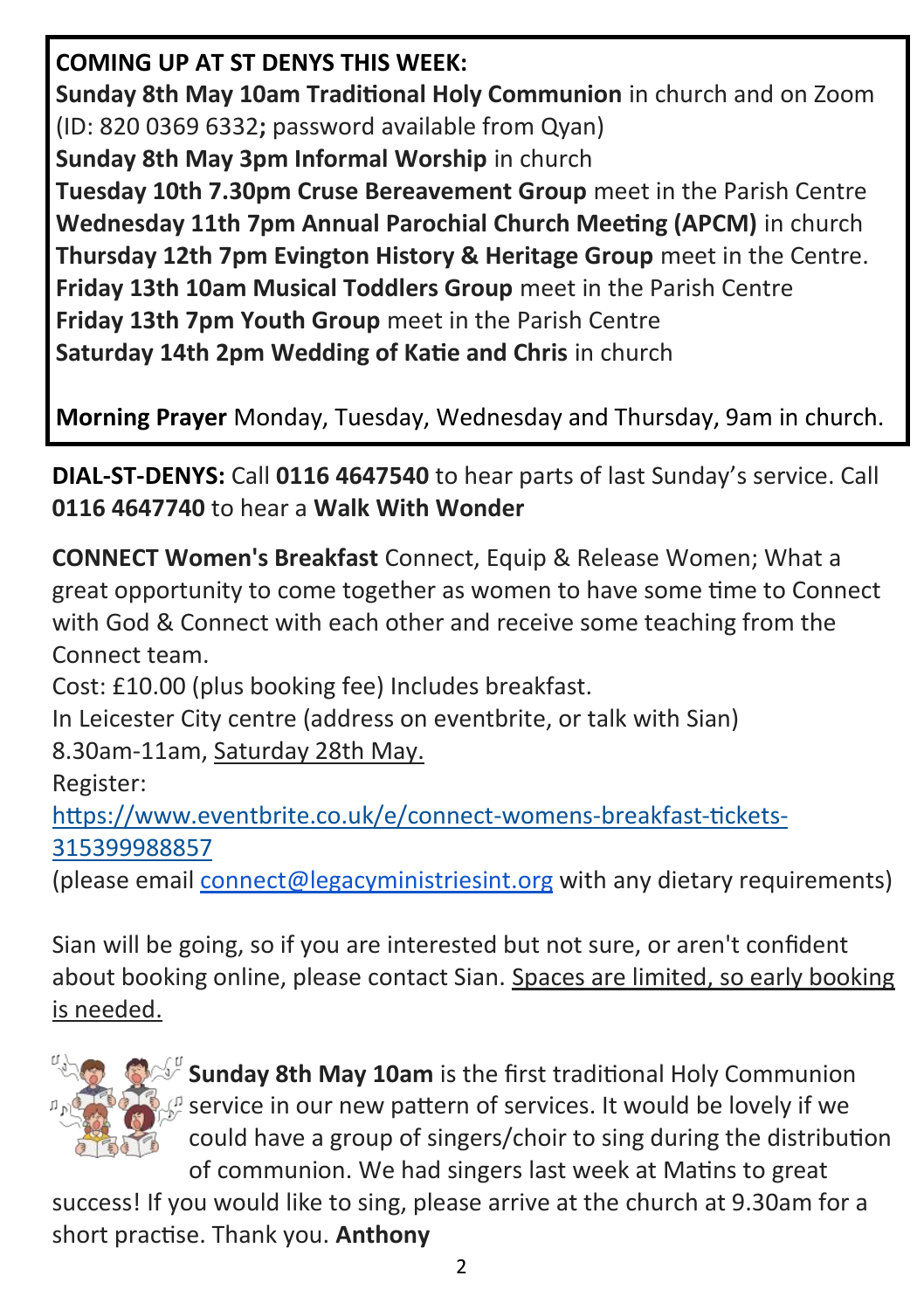**COMING UP AT ST DENYS THIS WEEK:**

**Sunday 8th May 10am Traditional Holy Communion** in church and on Zoom (ID: 820 0369 6332**;** password available from Qyan)

**Sunday 8th May 3pm Informal Worship** in church

**Tuesday 10th 7.30pm Cruse Bereavement Group** meet in the Parish Centre

**Wednesday 11th 7pm Annual Parochial Church Meeting (APCM)** in church

**Thursday 12th 7pm Evington History & Heritage Group** meet in the Centre.

**Friday 13th 10am Musical Toddlers Group** meet in the Parish Centre

**Friday 13th 7pm Youth Group** meet in the Parish Centre

**Saturday 14th 2pm Wedding of Katie and Chris** in church

**Morning Prayer** Monday, Tuesday, Wednesday and Thursday, 9am in church.

**DIAL-ST-DENYS:** Call **0116 4647540** to hear parts of last Sunday's service. Call **0116 4647740** to hear a **Walk With Wonder**

**CONNECT Women's Breakfast** Connect, Equip & Release Women; What a great opportunity to come together as women to have some time to Connect with God & Connect with each other and receive some teaching from the Connect team.

Cost: £10.00 (plus booking fee) Includes breakfast.

In Leicester City centre (address on eventbrite, or talk with Sian)

8.30am-11am, Saturday 28th May.

Register:

https://www.eventbrite.co.uk/e/connect-womens-breakfast-tickets-315399988857

(please email connect@legacyministriesint.org with any dietary requirements)

Sian will be going, so if you are interested but not sure, or aren't confident about booking online, please contact Sian. Spaces are limited, so early booking is needed.

**Sunday 8th May 10am** is the first traditional Holy Communion service in our new pattern of services. It would be lovely if we could have a group of singers/choir to sing during the distribution of communion. We had singers last week at Matins to great success! If you would like to sing, please arrive at the church at 9.30am for a short practise. Thank you. **Anthony**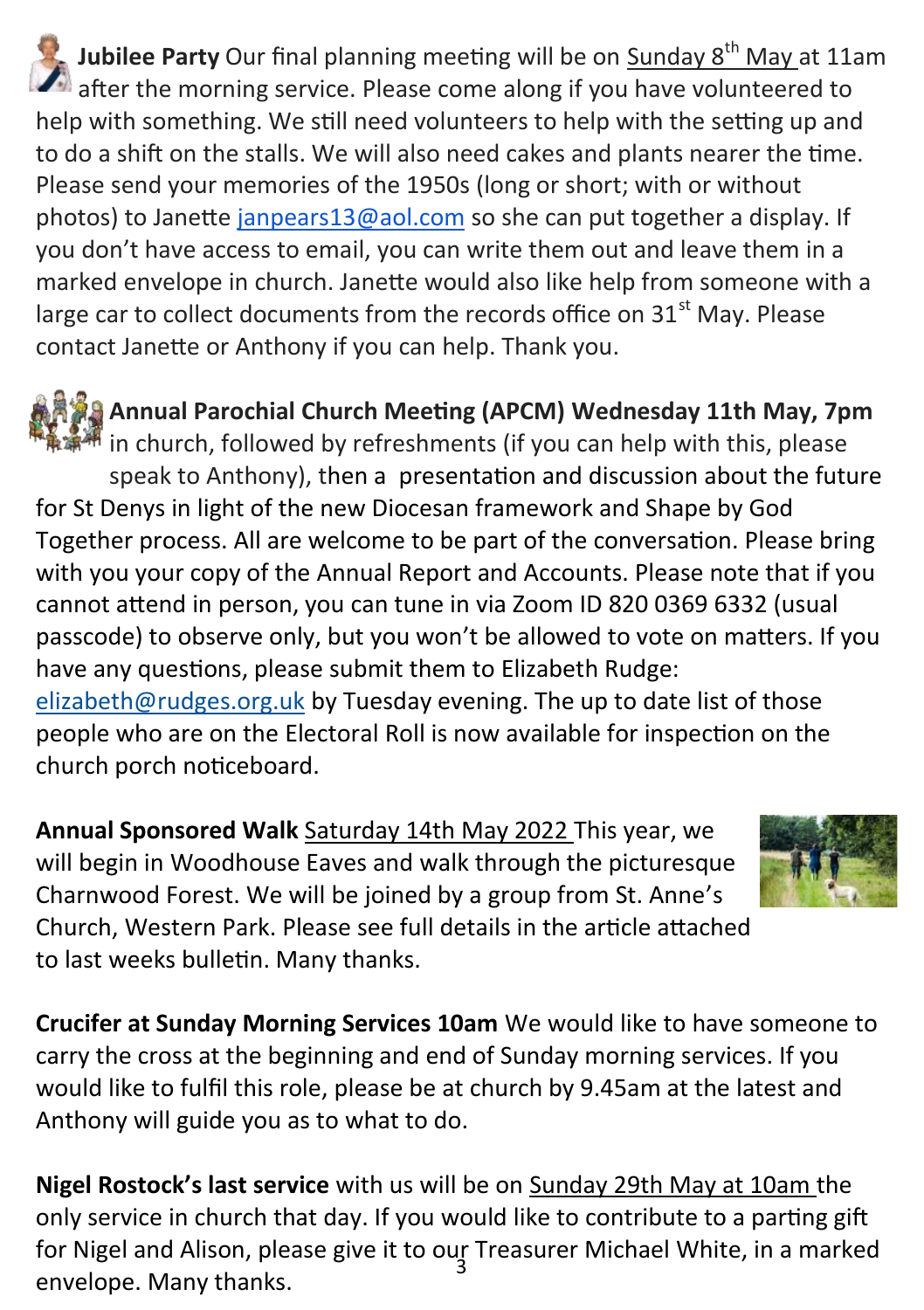**Jubilee Party** Our final planning meeting will be on Sunday 8th May at 11am after the morning service. Please come along if you have volunteered to help with something. We still need volunteers to help with the setting up and to do a shift on the stalls. We will also need cakes and plants nearer the time. Please send your memories of the 1950s (long or short; with or without photos) to Janette janpears13@aol.com so she can put together a display. If you don't have access to email, you can write them out and leave them in a marked envelope in church. Janette would also like help from someone with a large car to collect documents from the records office on 31st May. Please contact Janette or Anthony if you can help. Thank you.

**Annual Parochial Church Meeting (APCM) Wednesday 11th May, 7pm** in church, followed by refreshments (if you can help with this, please speak to Anthony), then a presentation and discussion about the future for St Denys in light of the new Diocesan framework and Shape by God Together process. All are welcome to be part of the conversation. Please bring with you your copy of the Annual Report and Accounts. Please note that if you cannot attend in person, you can tune in via Zoom ID 820 0369 6332 (usual passcode) to observe only, but you won't be allowed to vote on matters. If you have any questions, please submit them to Elizabeth Rudge: elizabeth@rudges.org.uk by Tuesday evening. The up to date list of those people who are on the Electoral Roll is now available for inspection on the church porch noticeboard.

**Annual Sponsored Walk** Saturday 14th May 2022 This year, we will begin in Woodhouse Eaves and walk through the picturesque Charnwood Forest. We will be joined by a group from St. Anne's Church, Western Park. Please see full details in the article attached to last weeks bulletin. Many thanks.

**Crucifer at Sunday Morning Services 10am** We would like to have someone to carry the cross at the beginning and end of Sunday morning services. If you would like to fulfil this role, please be at church by 9.45am at the latest and Anthony will guide you as to what to do.

**Nigel Rostock's last service** with us will be on Sunday 29th May at 10am the only service in church that day. If you would like to contribute to a parting gift for Nigel and Alison, please give it to our Treasurer Michael White, in a marked envelope. Many thanks.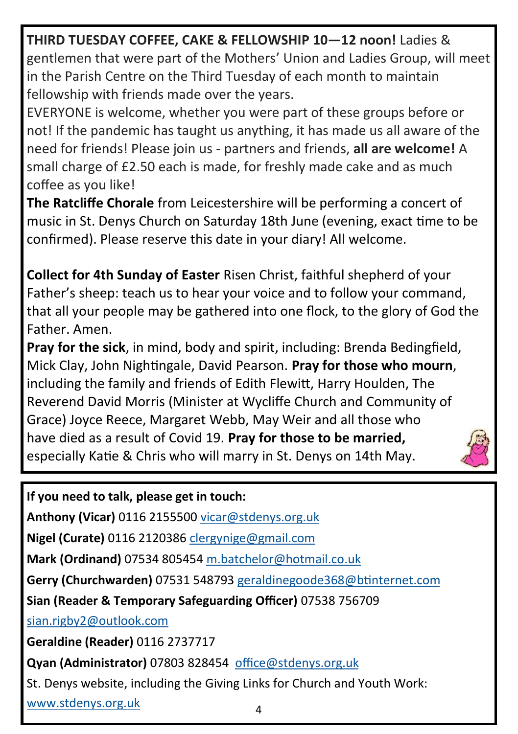**THIRD TUESDAY COFFEE, CAKE & FELLOWSHIP 10—12 noon!** Ladies & gentlemen that were part of the Mothers' Union and Ladies Group, will meet in the Parish Centre on the Third Tuesday of each month to maintain fellowship with friends made over the years.

EVERYONE is welcome, whether you were part of these groups before or not! If the pandemic has taught us anything, it has made us all aware of the need for friends! Please join us - partners and friends, **all are welcome!** A small charge of £2.50 each is made, for freshly made cake and as much coffee as you like!

**The Ratcliffe Chorale** from Leicestershire will be performing a concert of music in St. Denys Church on Saturday 18th June (evening, exact time to be confirmed). Please reserve this date in your diary! All welcome.

**Collect for 4th Sunday of Easter** Risen Christ, faithful shepherd of your Father's sheep: teach us to hear your voice and to follow your command, that all your people may be gathered into one flock, to the glory of God the Father. Amen.

**Pray for the sick**, in mind, body and spirit, including: Brenda Bedingfield, Mick Clay, John Nightingale, David Pearson. **Pray for those who mourn**, including the family and friends of Edith Flewitt, Harry Houlden, The Reverend David Morris (Minister at Wycliffe Church and Community of Grace) Joyce Reece, Margaret Webb, May Weir and all those who have died as a result of Covid 19. **Pray for those to be married,** especially Katie & Chris who will marry in St. Denys on 14th May.

**If you need to talk, please get in touch:**

**Anthony (Vicar)** 0116 2155500 vicar@stdenys.org.uk

**Nigel (Curate)** 0116 2120386 clergynige@gmail.com

**Mark (Ordinand)** 07534 805454 m.batchelor@hotmail.co.uk

**Gerry (Churchwarden)** 07531 548793 geraldinegoode368@btinternet.com

**Sian (Reader & Temporary Safeguarding Officer)** 07538 756709 sian.rigby2@outlook.com

**Geraldine (Reader)** 0116 2737717

**Qyan (Administrator)** 07803 828454 office@stdenys.org.uk

St. Denys website, including the Giving Links for Church and Youth Work: www.stdenys.org.uk